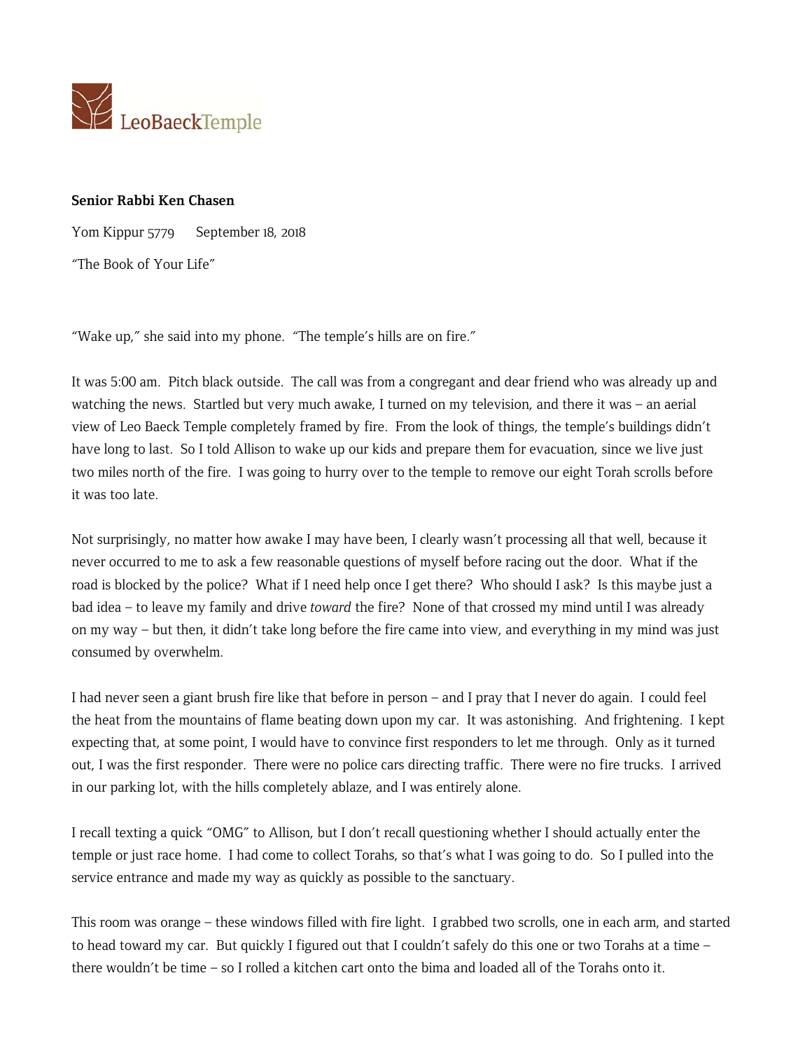LeoBaeckTemple

**Senior Rabbi Ken Chasen**

Yom Kippur 5779    September 18, 2018

"The Book of Your Life"

"Wake up," she said into my phone. "The temple's hills are on fire."

It was 5:00 am. Pitch black outside. The call was from a congregant and dear friend who was already up and watching the news. Startled but very much awake, I turned on my television, and there it was – an aerial view of Leo Baeck Temple completely framed by fire. From the look of things, the temple's buildings didn't have long to last. So I told Allison to wake up our kids and prepare them for evacuation, since we live just two miles north of the fire. I was going to hurry over to the temple to remove our eight Torah scrolls before it was too late.

Not surprisingly, no matter how awake I may have been, I clearly wasn't processing all that well, because it never occurred to me to ask a few reasonable questions of myself before racing out the door. What if the road is blocked by the police? What if I need help once I get there? Who should I ask? Is this maybe just a bad idea – to leave my family and drive *toward* the fire? None of that crossed my mind until I was already on my way – but then, it didn't take long before the fire came into view, and everything in my mind was just consumed by overwhelm.

I had never seen a giant brush fire like that before in person – and I pray that I never do again. I could feel the heat from the mountains of flame beating down upon my car. It was astonishing. And frightening. I kept expecting that, at some point, I would have to convince first responders to let me through. Only as it turned out, I was the first responder. There were no police cars directing traffic. There were no fire trucks. I arrived in our parking lot, with the hills completely ablaze, and I was entirely alone.

I recall texting a quick "OMG" to Allison, but I don't recall questioning whether I should actually enter the temple or just race home. I had come to collect Torahs, so that's what I was going to do. So I pulled into the service entrance and made my way as quickly as possible to the sanctuary.

This room was orange – these windows filled with fire light. I grabbed two scrolls, one in each arm, and started to head toward my car. But quickly I figured out that I couldn't safely do this one or two Torahs at a time – there wouldn't be time – so I rolled a kitchen cart onto the bima and loaded all of the Torahs onto it.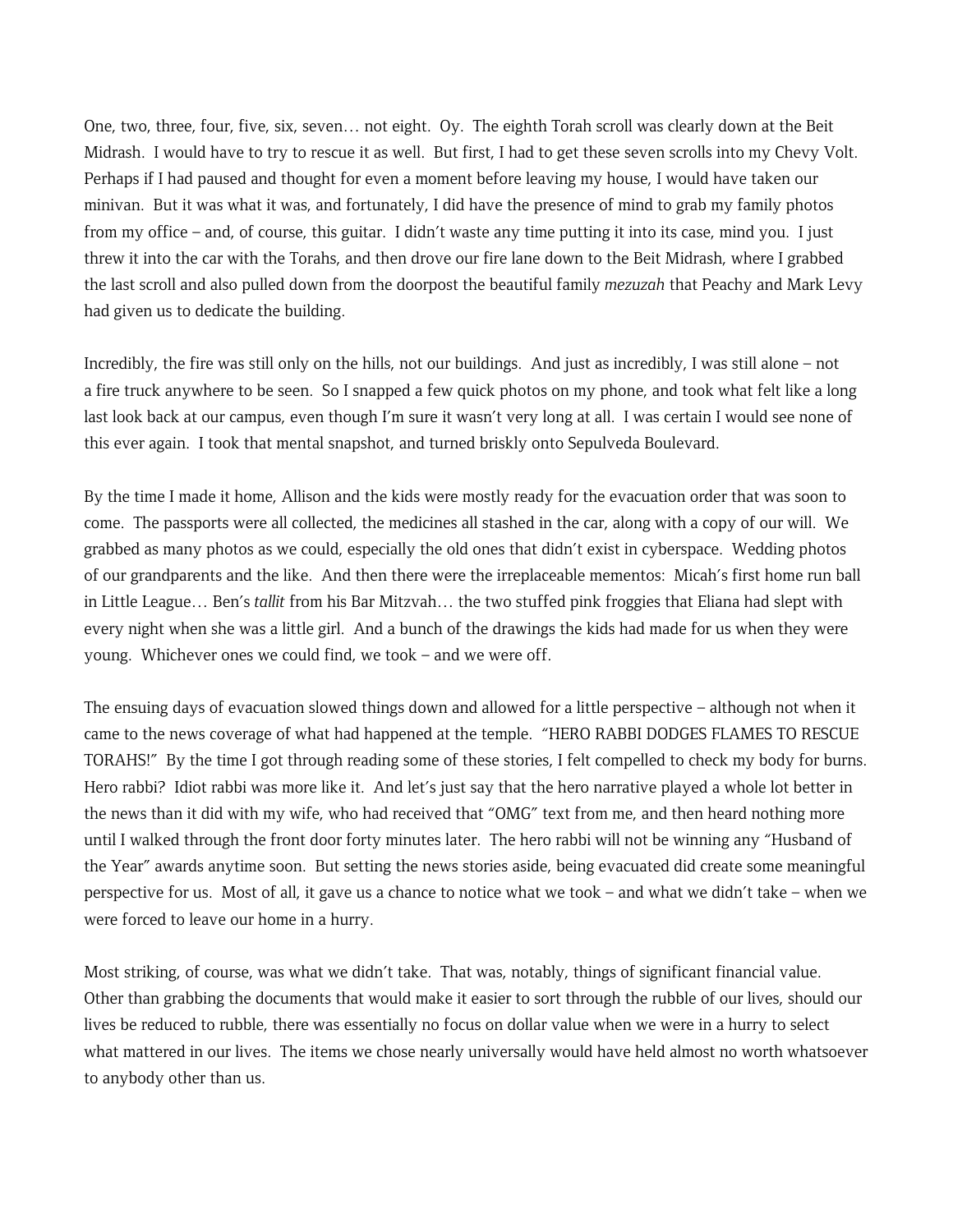One, two, three, four, five, six, seven… not eight. Oy. The eighth Torah scroll was clearly down at the Beit Midrash. I would have to try to rescue it as well. But first, I had to get these seven scrolls into my Chevy Volt. Perhaps if I had paused and thought for even a moment before leaving my house, I would have taken our minivan. But it was what it was, and fortunately, I did have the presence of mind to grab my family photos from my office – and, of course, this guitar. I didn't waste any time putting it into its case, mind you. I just threw it into the car with the Torahs, and then drove our fire lane down to the Beit Midrash, where I grabbed the last scroll and also pulled down from the doorpost the beautiful family *mezuzah* that Peachy and Mark Levy had given us to dedicate the building.

Incredibly, the fire was still only on the hills, not our buildings. And just as incredibly, I was still alone – not a fire truck anywhere to be seen. So I snapped a few quick photos on my phone, and took what felt like a long last look back at our campus, even though I'm sure it wasn't very long at all. I was certain I would see none of this ever again. I took that mental snapshot, and turned briskly onto Sepulveda Boulevard.

By the time I made it home, Allison and the kids were mostly ready for the evacuation order that was soon to come. The passports were all collected, the medicines all stashed in the car, along with a copy of our will. We grabbed as many photos as we could, especially the old ones that didn't exist in cyberspace. Wedding photos of our grandparents and the like. And then there were the irreplaceable mementos: Micah's first home run ball in Little League… Ben's *tallit* from his Bar Mitzvah… the two stuffed pink froggies that Eliana had slept with every night when she was a little girl. And a bunch of the drawings the kids had made for us when they were young. Whichever ones we could find, we took – and we were off.

The ensuing days of evacuation slowed things down and allowed for a little perspective – although not when it came to the news coverage of what had happened at the temple. "HERO RABBI DODGES FLAMES TO RESCUE TORAHS!" By the time I got through reading some of these stories, I felt compelled to check my body for burns. Hero rabbi? Idiot rabbi was more like it. And let's just say that the hero narrative played a whole lot better in the news than it did with my wife, who had received that "OMG" text from me, and then heard nothing more until I walked through the front door forty minutes later. The hero rabbi will not be winning any "Husband of the Year" awards anytime soon. But setting the news stories aside, being evacuated did create some meaningful perspective for us. Most of all, it gave us a chance to notice what we took – and what we didn't take – when we were forced to leave our home in a hurry.

Most striking, of course, was what we didn't take. That was, notably, things of significant financial value. Other than grabbing the documents that would make it easier to sort through the rubble of our lives, should our lives be reduced to rubble, there was essentially no focus on dollar value when we were in a hurry to select what mattered in our lives. The items we chose nearly universally would have held almost no worth whatsoever to anybody other than us.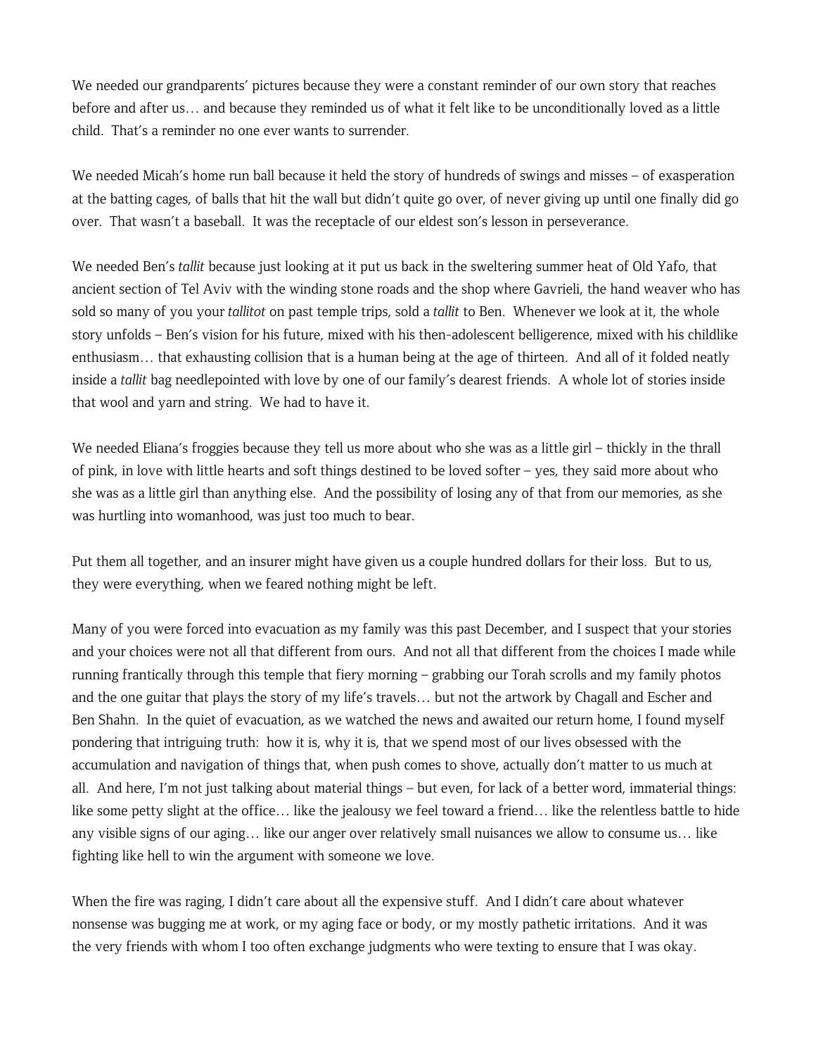We needed our grandparents' pictures because they were a constant reminder of our own story that reaches before and after us… and because they reminded us of what it felt like to be unconditionally loved as a little child. That's a reminder no one ever wants to surrender.

We needed Micah's home run ball because it held the story of hundreds of swings and misses – of exasperation at the batting cages, of balls that hit the wall but didn't quite go over, of never giving up until one finally did go over. That wasn't a baseball. It was the receptacle of our eldest son's lesson in perseverance.

We needed Ben's *tallit* because just looking at it put us back in the sweltering summer heat of Old Yafo, that ancient section of Tel Aviv with the winding stone roads and the shop where Gavrieli, the hand weaver who has sold so many of you your *tallitot* on past temple trips, sold a *tallit* to Ben. Whenever we look at it, the whole story unfolds – Ben's vision for his future, mixed with his then-adolescent belligerence, mixed with his childlike enthusiasm… that exhausting collision that is a human being at the age of thirteen. And all of it folded neatly inside a *tallit* bag needlepointed with love by one of our family's dearest friends. A whole lot of stories inside that wool and yarn and string. We had to have it.

We needed Eliana's froggies because they tell us more about who she was as a little girl – thickly in the thrall of pink, in love with little hearts and soft things destined to be loved softer – yes, they said more about who she was as a little girl than anything else. And the possibility of losing any of that from our memories, as she was hurtling into womanhood, was just too much to bear.

Put them all together, and an insurer might have given us a couple hundred dollars for their loss. But to us, they were everything, when we feared nothing might be left.

Many of you were forced into evacuation as my family was this past December, and I suspect that your stories and your choices were not all that different from ours. And not all that different from the choices I made while running frantically through this temple that fiery morning – grabbing our Torah scrolls and my family photos and the one guitar that plays the story of my life's travels… but not the artwork by Chagall and Escher and Ben Shahn. In the quiet of evacuation, as we watched the news and awaited our return home, I found myself pondering that intriguing truth: how it is, why it is, that we spend most of our lives obsessed with the accumulation and navigation of things that, when push comes to shove, actually don't matter to us much at all. And here, I'm not just talking about material things – but even, for lack of a better word, immaterial things: like some petty slight at the office… like the jealousy we feel toward a friend… like the relentless battle to hide any visible signs of our aging… like our anger over relatively small nuisances we allow to consume us… like fighting like hell to win the argument with someone we love.

When the fire was raging, I didn't care about all the expensive stuff. And I didn't care about whatever nonsense was bugging me at work, or my aging face or body, or my mostly pathetic irritations. And it was the very friends with whom I too often exchange judgments who were texting to ensure that I was okay.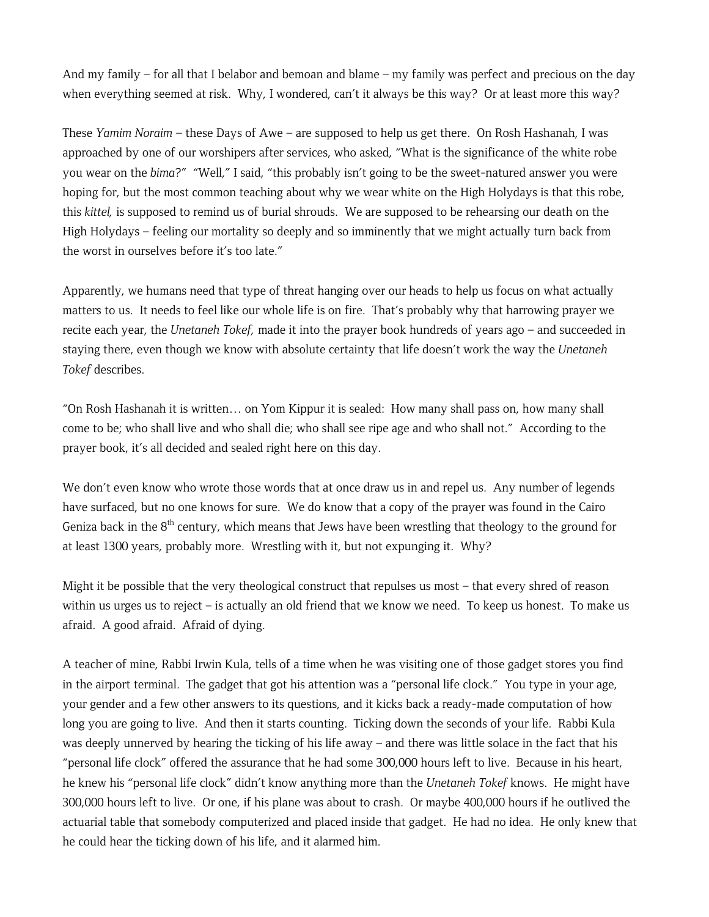And my family – for all that I belabor and bemoan and blame – my family was perfect and precious on the day when everything seemed at risk. Why, I wondered, can't it always be this way? Or at least more this way?

These *Yamim Noraim* – these Days of Awe – are supposed to help us get there. On Rosh Hashanah, I was approached by one of our worshipers after services, who asked, "What is the significance of the white robe you wear on the *bima*?" "Well," I said, "this probably isn't going to be the sweet-natured answer you were hoping for, but the most common teaching about why we wear white on the High Holydays is that this robe, this *kittel,* is supposed to remind us of burial shrouds. We are supposed to be rehearsing our death on the High Holydays – feeling our mortality so deeply and so imminently that we might actually turn back from the worst in ourselves before it's too late."

Apparently, we humans need that type of threat hanging over our heads to help us focus on what actually matters to us. It needs to feel like our whole life is on fire. That's probably why that harrowing prayer we recite each year, the *Unetaneh Tokef,* made it into the prayer book hundreds of years ago – and succeeded in staying there, even though we know with absolute certainty that life doesn't work the way the *Unetaneh Tokef* describes.

"On Rosh Hashanah it is written… on Yom Kippur it is sealed: How many shall pass on, how many shall come to be; who shall live and who shall die; who shall see ripe age and who shall not." According to the prayer book, it's all decided and sealed right here on this day.

We don't even know who wrote those words that at once draw us in and repel us. Any number of legends have surfaced, but no one knows for sure. We do know that a copy of the prayer was found in the Cairo Geniza back in the 8th century, which means that Jews have been wrestling that theology to the ground for at least 1300 years, probably more. Wrestling with it, but not expunging it. Why?

Might it be possible that the very theological construct that repulses us most – that every shred of reason within us urges us to reject – is actually an old friend that we know we need. To keep us honest. To make us afraid. A good afraid. Afraid of dying.

A teacher of mine, Rabbi Irwin Kula, tells of a time when he was visiting one of those gadget stores you find in the airport terminal. The gadget that got his attention was a "personal life clock." You type in your age, your gender and a few other answers to its questions, and it kicks back a ready-made computation of how long you are going to live. And then it starts counting. Ticking down the seconds of your life. Rabbi Kula was deeply unnerved by hearing the ticking of his life away – and there was little solace in the fact that his "personal life clock" offered the assurance that he had some 300,000 hours left to live. Because in his heart, he knew his "personal life clock" didn't know anything more than the *Unetaneh Tokef* knows. He might have 300,000 hours left to live. Or one, if his plane was about to crash. Or maybe 400,000 hours if he outlived the actuarial table that somebody computerized and placed inside that gadget. He had no idea. He only knew that he could hear the ticking down of his life, and it alarmed him.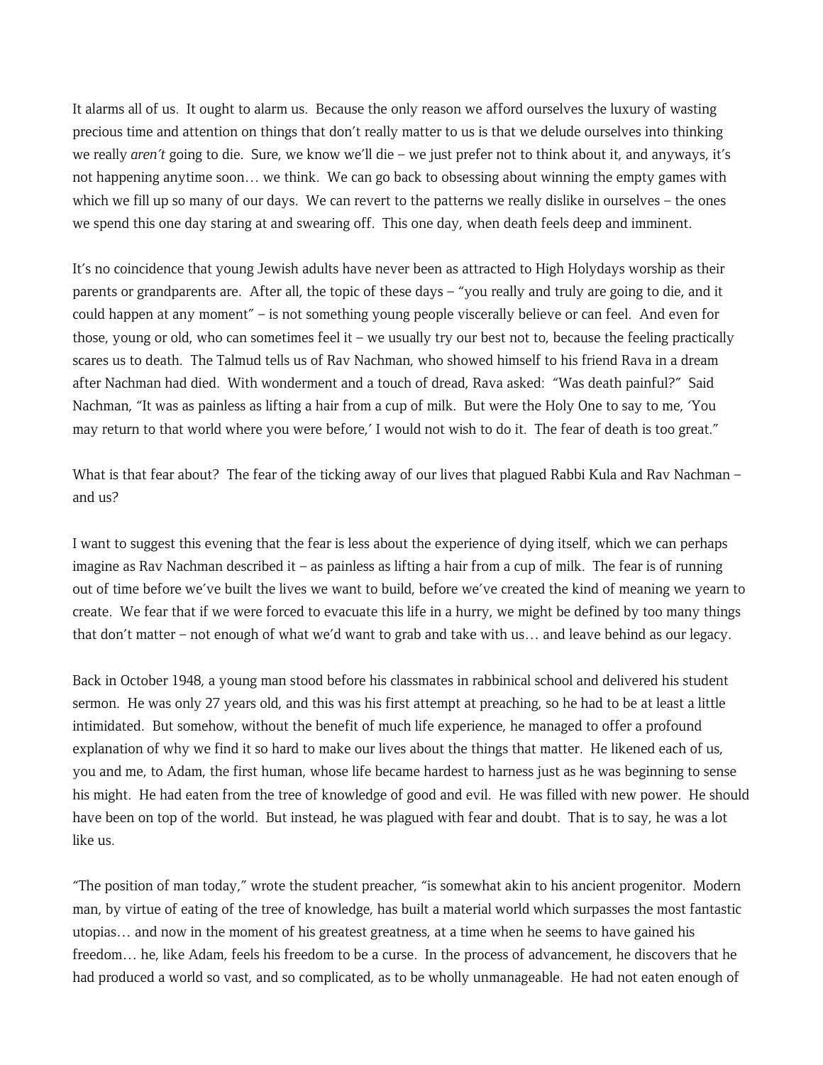It alarms all of us. It ought to alarm us. Because the only reason we afford ourselves the luxury of wasting precious time and attention on things that don't really matter to us is that we delude ourselves into thinking we really *aren't* going to die. Sure, we know we'll die – we just prefer not to think about it, and anyways, it's not happening anytime soon… we think. We can go back to obsessing about winning the empty games with which we fill up so many of our days. We can revert to the patterns we really dislike in ourselves – the ones we spend this one day staring at and swearing off. This one day, when death feels deep and imminent.

It's no coincidence that young Jewish adults have never been as attracted to High Holydays worship as their parents or grandparents are. After all, the topic of these days – "you really and truly are going to die, and it could happen at any moment" – is not something young people viscerally believe or can feel. And even for those, young or old, who can sometimes feel it – we usually try our best not to, because the feeling practically scares us to death. The Talmud tells us of Rav Nachman, who showed himself to his friend Rava in a dream after Nachman had died. With wonderment and a touch of dread, Rava asked: "Was death painful?" Said Nachman, "It was as painless as lifting a hair from a cup of milk. But were the Holy One to say to me, 'You may return to that world where you were before,' I would not wish to do it. The fear of death is too great."

What is that fear about? The fear of the ticking away of our lives that plagued Rabbi Kula and Rav Nachman – and us?

I want to suggest this evening that the fear is less about the experience of dying itself, which we can perhaps imagine as Rav Nachman described it – as painless as lifting a hair from a cup of milk. The fear is of running out of time before we've built the lives we want to build, before we've created the kind of meaning we yearn to create. We fear that if we were forced to evacuate this life in a hurry, we might be defined by too many things that don't matter – not enough of what we'd want to grab and take with us… and leave behind as our legacy.

Back in October 1948, a young man stood before his classmates in rabbinical school and delivered his student sermon. He was only 27 years old, and this was his first attempt at preaching, so he had to be at least a little intimidated. But somehow, without the benefit of much life experience, he managed to offer a profound explanation of why we find it so hard to make our lives about the things that matter. He likened each of us, you and me, to Adam, the first human, whose life became hardest to harness just as he was beginning to sense his might. He had eaten from the tree of knowledge of good and evil. He was filled with new power. He should have been on top of the world. But instead, he was plagued with fear and doubt. That is to say, he was a lot like us.

"The position of man today," wrote the student preacher, "is somewhat akin to his ancient progenitor. Modern man, by virtue of eating of the tree of knowledge, has built a material world which surpasses the most fantastic utopias… and now in the moment of his greatest greatness, at a time when he seems to have gained his freedom… he, like Adam, feels his freedom to be a curse. In the process of advancement, he discovers that he had produced a world so vast, and so complicated, as to be wholly unmanageable. He had not eaten enough of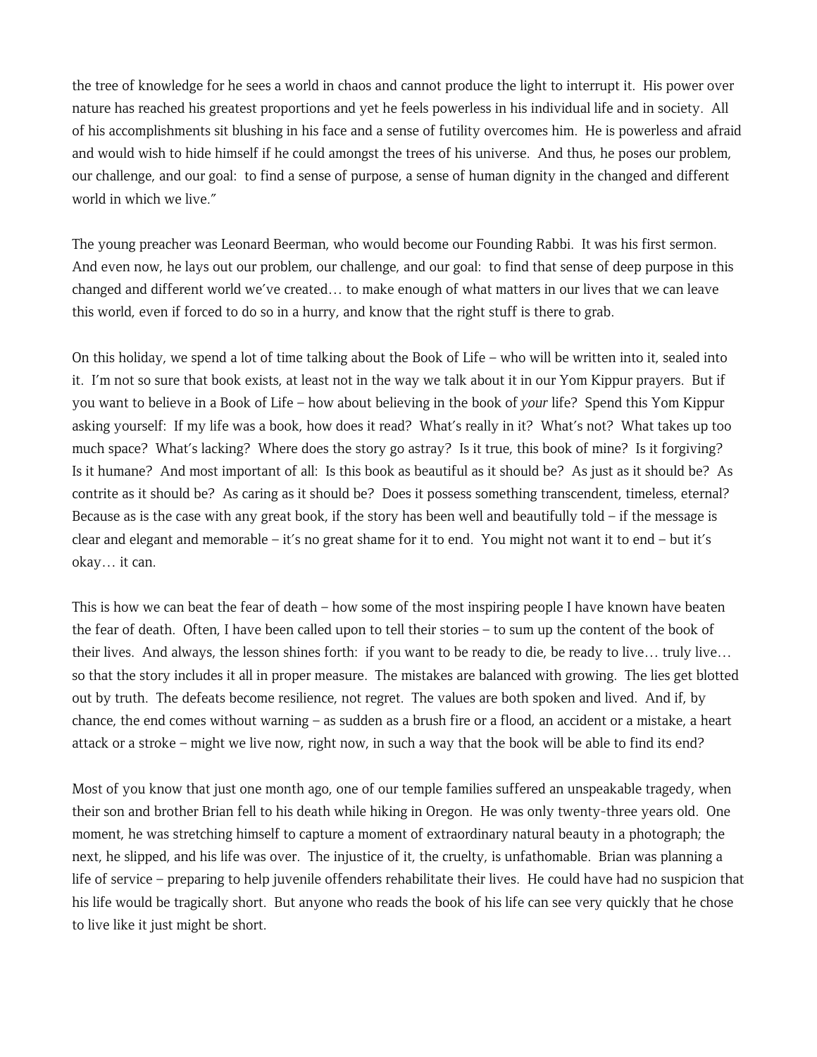the tree of knowledge for he sees a world in chaos and cannot produce the light to interrupt it. His power over nature has reached his greatest proportions and yet he feels powerless in his individual life and in society. All of his accomplishments sit blushing in his face and a sense of futility overcomes him. He is powerless and afraid and would wish to hide himself if he could amongst the trees of his universe. And thus, he poses our problem, our challenge, and our goal: to find a sense of purpose, a sense of human dignity in the changed and different world in which we live."

The young preacher was Leonard Beerman, who would become our Founding Rabbi. It was his first sermon. And even now, he lays out our problem, our challenge, and our goal: to find that sense of deep purpose in this changed and different world we've created… to make enough of what matters in our lives that we can leave this world, even if forced to do so in a hurry, and know that the right stuff is there to grab.

On this holiday, we spend a lot of time talking about the Book of Life – who will be written into it, sealed into it. I'm not so sure that book exists, at least not in the way we talk about it in our Yom Kippur prayers. But if you want to believe in a Book of Life – how about believing in the book of *your* life? Spend this Yom Kippur asking yourself: If my life was a book, how does it read? What's really in it? What's not? What takes up too much space? What's lacking? Where does the story go astray? Is it true, this book of mine? Is it forgiving? Is it humane? And most important of all: Is this book as beautiful as it should be? As just as it should be? As contrite as it should be? As caring as it should be? Does it possess something transcendent, timeless, eternal? Because as is the case with any great book, if the story has been well and beautifully told – if the message is clear and elegant and memorable – it's no great shame for it to end. You might not want it to end – but it's okay… it can.

This is how we can beat the fear of death – how some of the most inspiring people I have known have beaten the fear of death. Often, I have been called upon to tell their stories – to sum up the content of the book of their lives. And always, the lesson shines forth: if you want to be ready to die, be ready to live… truly live… so that the story includes it all in proper measure. The mistakes are balanced with growing. The lies get blotted out by truth. The defeats become resilience, not regret. The values are both spoken and lived. And if, by chance, the end comes without warning – as sudden as a brush fire or a flood, an accident or a mistake, a heart attack or a stroke – might we live now, right now, in such a way that the book will be able to find its end?

Most of you know that just one month ago, one of our temple families suffered an unspeakable tragedy, when their son and brother Brian fell to his death while hiking in Oregon. He was only twenty-three years old. One moment, he was stretching himself to capture a moment of extraordinary natural beauty in a photograph; the next, he slipped, and his life was over. The injustice of it, the cruelty, is unfathomable. Brian was planning a life of service – preparing to help juvenile offenders rehabilitate their lives. He could have had no suspicion that his life would be tragically short. But anyone who reads the book of his life can see very quickly that he chose to live like it just might be short.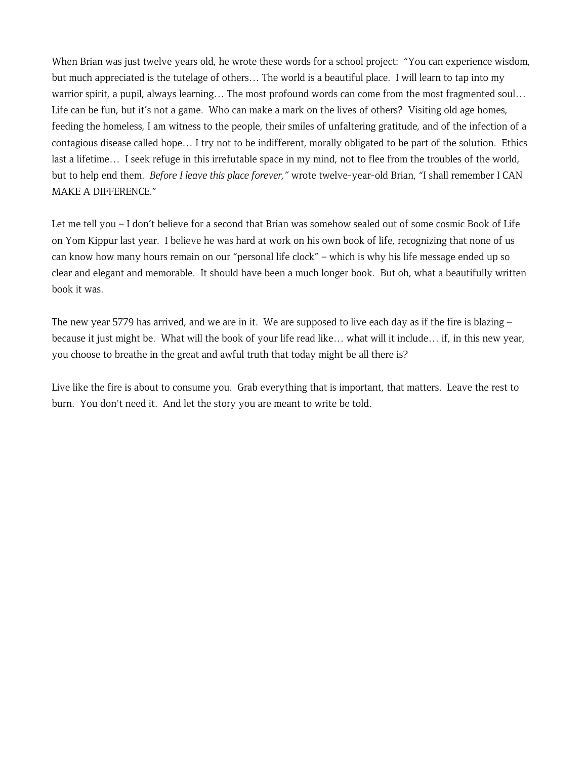When Brian was just twelve years old, he wrote these words for a school project: "You can experience wisdom, but much appreciated is the tutelage of others… The world is a beautiful place. I will learn to tap into my warrior spirit, a pupil, always learning… The most profound words can come from the most fragmented soul… Life can be fun, but it's not a game. Who can make a mark on the lives of others? Visiting old age homes, feeding the homeless, I am witness to the people, their smiles of unfaltering gratitude, and of the infection of a contagious disease called hope… I try not to be indifferent, morally obligated to be part of the solution. Ethics last a lifetime… I seek refuge in this irrefutable space in my mind, not to flee from the troubles of the world, but to help end them. *Before I leave this place forever,"* wrote twelve-year-old Brian, "I shall remember I CAN MAKE A DIFFERENCE."

Let me tell you – I don't believe for a second that Brian was somehow sealed out of some cosmic Book of Life on Yom Kippur last year. I believe he was hard at work on his own book of life, recognizing that none of us can know how many hours remain on our "personal life clock" – which is why his life message ended up so clear and elegant and memorable. It should have been a much longer book. But oh, what a beautifully written book it was.

The new year 5779 has arrived, and we are in it. We are supposed to live each day as if the fire is blazing – because it just might be. What will the book of your life read like… what will it include… if, in this new year, you choose to breathe in the great and awful truth that today might be all there is?

Live like the fire is about to consume you. Grab everything that is important, that matters. Leave the rest to burn. You don't need it. And let the story you are meant to write be told.